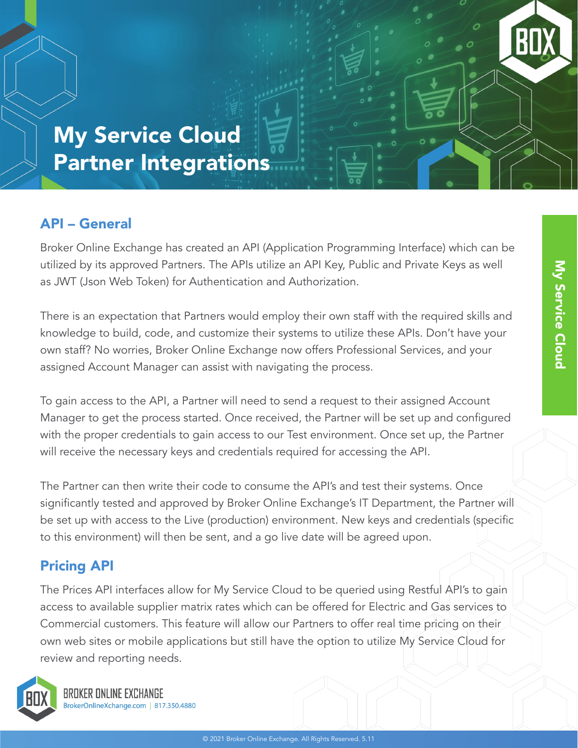# My Service Cloud Partner Integrations

## API – General

Broker Online Exchange has created an API (Application Programming Interface) which can be utilized by its approved Partners. The APIs utilize an API Key, Public and Private Keys as well as JWT (Json Web Token) for Authentication and Authorization.

There is an expectation that Partners would employ their own staff with the required skills and knowledge to build, code, and customize their systems to utilize these APIs. Don't have your own staff? No worries, Broker Online Exchange now offers Professional Services, and your assigned Account Manager can assist with navigating the process.

To gain access to the API, a Partner will need to send a request to their assigned Account Manager to get the process started. Once received, the Partner will be set up and configured with the proper credentials to gain access to our Test environment. Once set up, the Partner will receive the necessary keys and credentials required for accessing the API.

The Partner can then write their code to consume the API's and test their systems. Once significantly tested and approved by Broker Online Exchange's IT Department, the Partner will be set up with access to the Live (production) environment. New keys and credentials (specific to this environment) will then be sent, and a go live date will be agreed upon.

## Pricing API

The Prices API interfaces allow for My Service Cloud to be queried using Restful API's to gain access to available supplier matrix rates which can be offered for Electric and Gas services to Commercial customers. This feature will allow our Partners to offer real time pricing on their own web sites or mobile applications but still have the option to utilize My Service Cloud for review and reporting needs.

BROKER ONLINE EXCHANGE
BrokerOnlineXchange.com | 817.350.4880

© 2021 Broker Online Exchange. All Rights Reserved. 5.11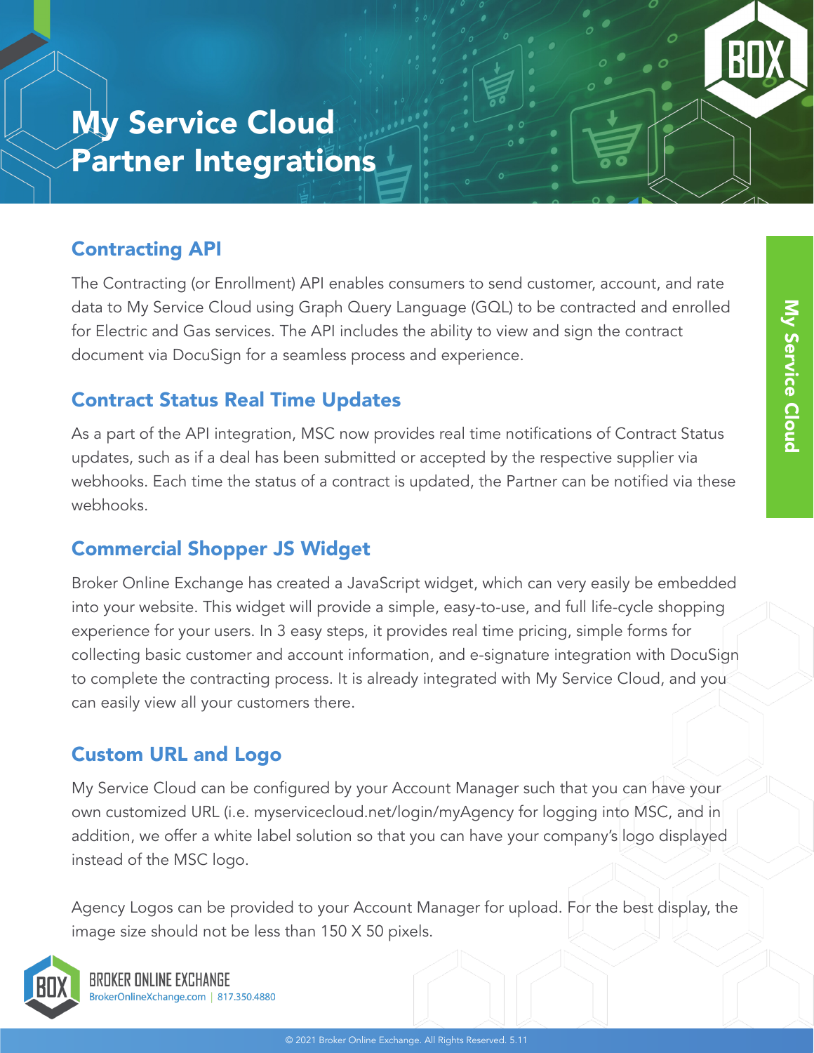# My Service Cloud Partner Integrations

## Contracting API

The Contracting (or Enrollment) API enables consumers to send customer, account, and rate data to My Service Cloud using Graph Query Language (GQL) to be contracted and enrolled for Electric and Gas services. The API includes the ability to view and sign the contract document via DocuSign for a seamless process and experience.

## Contract Status Real Time Updates

As a part of the API integration, MSC now provides real time notifications of Contract Status updates, such as if a deal has been submitted or accepted by the respective supplier via webhooks. Each time the status of a contract is updated, the Partner can be notified via these webhooks.

## Commercial Shopper JS Widget

Broker Online Exchange has created a JavaScript widget, which can very easily be embedded into your website. This widget will provide a simple, easy-to-use, and full life-cycle shopping experience for your users. In 3 easy steps, it provides real time pricing, simple forms for collecting basic customer and account information, and e-signature integration with DocuSign to complete the contracting process. It is already integrated with My Service Cloud, and you can easily view all your customers there.

## Custom URL and Logo

My Service Cloud can be configured by your Account Manager such that you can have your own customized URL (i.e. myservicecloud.net/login/myAgency for logging into MSC, and in addition, we offer a white label solution so that you can have your company's logo displayed instead of the MSC logo.

Agency Logos can be provided to your Account Manager for upload. For the best display, the image size should not be less than 150 X 50 pixels.

BROKER ONLINE EXCHANGE
BrokerOnlineXchange.com | 817.350.4880

© 2021 Broker Online Exchange. All Rights Reserved. 5.11